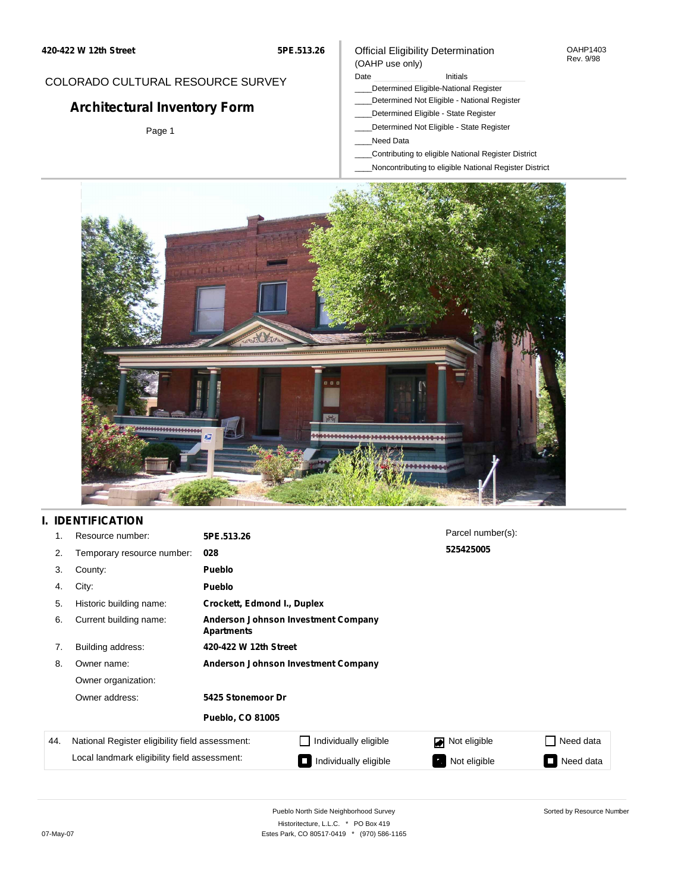420-422 W 12th Street — 5PE.513.26

COLORADO CULTURAL RESOURCE SURVEY

# Architectural Inventory Form

Official Eligibility Determination
(OAHP use only)

OAHP1403
Rev. 9/98

Date ____________ Initials ____________

____Determined Eligible-National Register
____Determined Not Eligible - National Register
____Determined Eligible - State Register
____Determined Not Eligible - State Register
____Need Data
____Contributing to eligible National Register District
____Noncontributing to eligible National Register District

## I. IDENTIFICATION

| | | |
|---|---|---|
| 1. | Resource number: | **5PE.513.26** |
| 2. | Temporary resource number: | **028** |
| 3. | County: | **Pueblo** |
| 4. | City: | **Pueblo** |
| 5. | Historic building name: | **Crockett, Edmond I., Duplex** |
| 6. | Current building name: | **Anderson Johnson Investment Company Apartments** |
| 7. | Building address: | **420-422 W 12th Street** |
| 8. | Owner name: | **Anderson Johnson Investment Company** |
| | Owner organization: | |
| | Owner address: | **5425 Stonemoor Dr** |
| | | **Pueblo, CO 81005** |

Parcel number(s):
**525425005**

| 44. | | | | |
|---|---|---|---|---|
| | National Register eligibility field assessment: | ☐ Individually eligible | ☑ Not eligible | ☐ Need data |
| | Local landmark eligibility field assessment: | ☐ Individually eligible | ☐ Not eligible | ☐ Need data |

Pueblo North Side Neighborhood Survey
Historitecture, L.L.C. * PO Box 419
Estes Park, CO 80517-0419 * (970) 586-1165

Sorted by Resource Number

07-May-07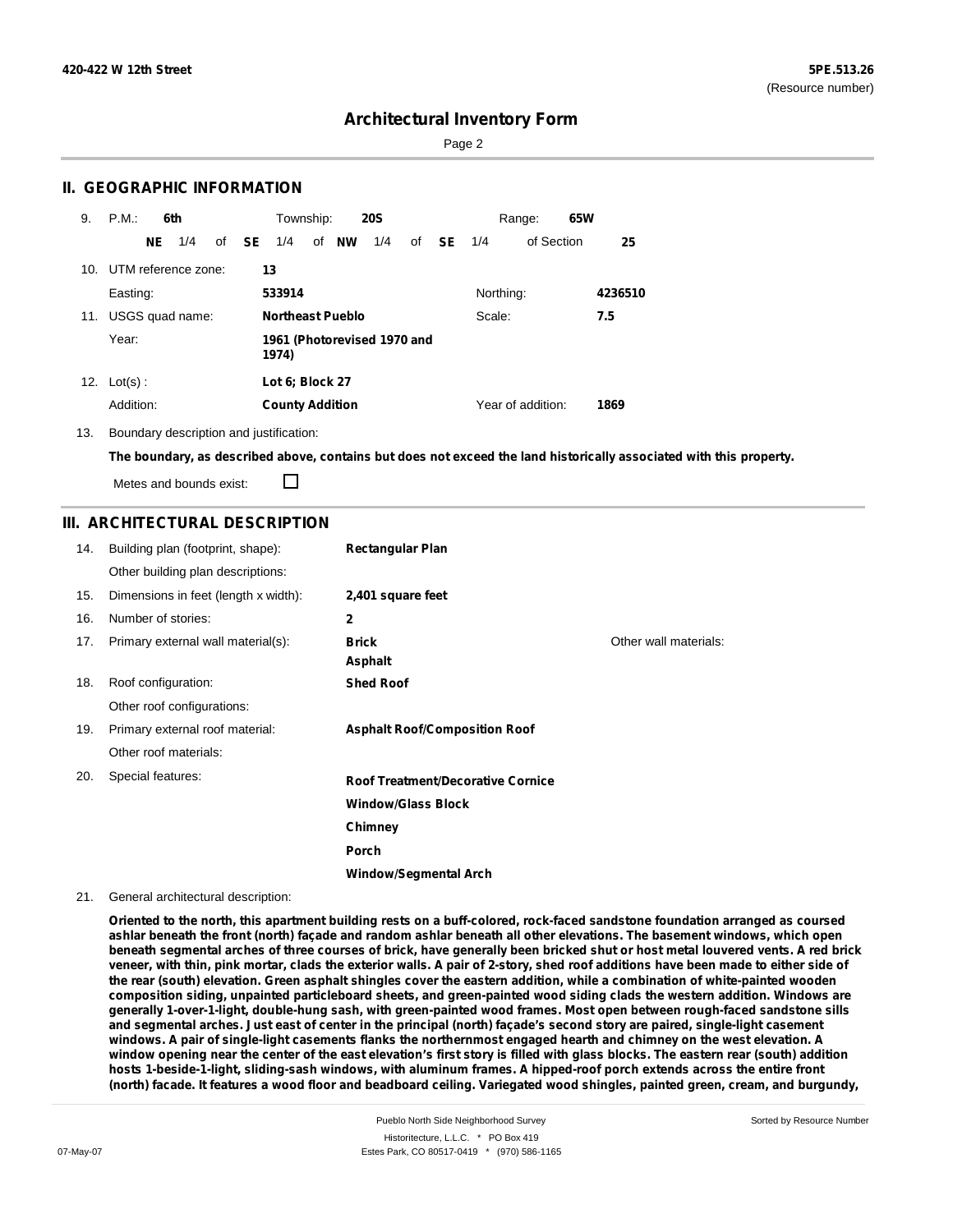## II. GEOGRAPHIC INFORMATION

9. P.M.: **6th** Township: **20S** Range: **65W**

**NE** 1/4 of **SE** 1/4 of **NW** 1/4 of **SE** 1/4 of Section **25**

10. UTM reference zone: **13**

Easting: **533914** Northing: **4236510**

11. USGS quad name: **Northeast Pueblo** Scale: **7.5**

Year: **1961 (Photorevised 1970 and 1974)**

12. Lot(s) : **Lot 6; Block 27**

Addition: **County Addition** Year of addition: **1869**

13. Boundary description and justification:

**The boundary, as described above, contains but does not exceed the land historically associated with this property.**

Metes and bounds exist: ☐

## III. ARCHITECTURAL DESCRIPTION

| | | | |
|---|---|---|---|
| 14. | Building plan (footprint, shape): | **Rectangular Plan** | |
| | Other building plan descriptions: | | |
| 15. | Dimensions in feet (length x width): | **2,401 square feet** | |
| 16. | Number of stories: | **2** | |
| 17. | Primary external wall material(s): | **Brick**<br>**Asphalt** | Other wall materials: |
| 18. | Roof configuration: | **Shed Roof** | |
| | Other roof configurations: | | |
| 19. | Primary external roof material: | **Asphalt Roof/Composition Roof** | |
| | Other roof materials: | | |
| 20. | Special features: | **Roof Treatment/Decorative Cornice**<br>**Window/Glass Block**<br>**Chimney**<br>**Porch**<br>**Window/Segmental Arch** | |

21. General architectural description:

**Oriented to the north, this apartment building rests on a buff-colored, rock-faced sandstone foundation arranged as coursed ashlar beneath the front (north) façade and random ashlar beneath all other elevations. The basement windows, which open beneath segmental arches of three courses of brick, have generally been bricked shut or host metal louvered vents. A red brick veneer, with thin, pink mortar, clads the exterior walls. A pair of 2-story, shed roof additions have been made to either side of the rear (south) elevation. Green asphalt shingles cover the eastern addition, while a combination of white-painted wooden composition siding, unpainted particleboard sheets, and green-painted wood siding clads the western addition. Windows are generally 1-over-1-light, double-hung sash, with green-painted wood frames. Most open between rough-faced sandstone sills and segmental arches. Just east of center in the principal (north) façade's second story are paired, single-light casement windows. A pair of single-light casements flanks the northernmost engaged hearth and chimney on the west elevation. A window opening near the center of the east elevation's first story is filled with glass blocks. The eastern rear (south) addition hosts 1-beside-1-light, sliding-sash windows, with aluminum frames. A hipped-roof porch extends across the entire front (north) facade. It features a wood floor and beadboard ceiling. Variegated wood shingles, painted green, cream, and burgundy,**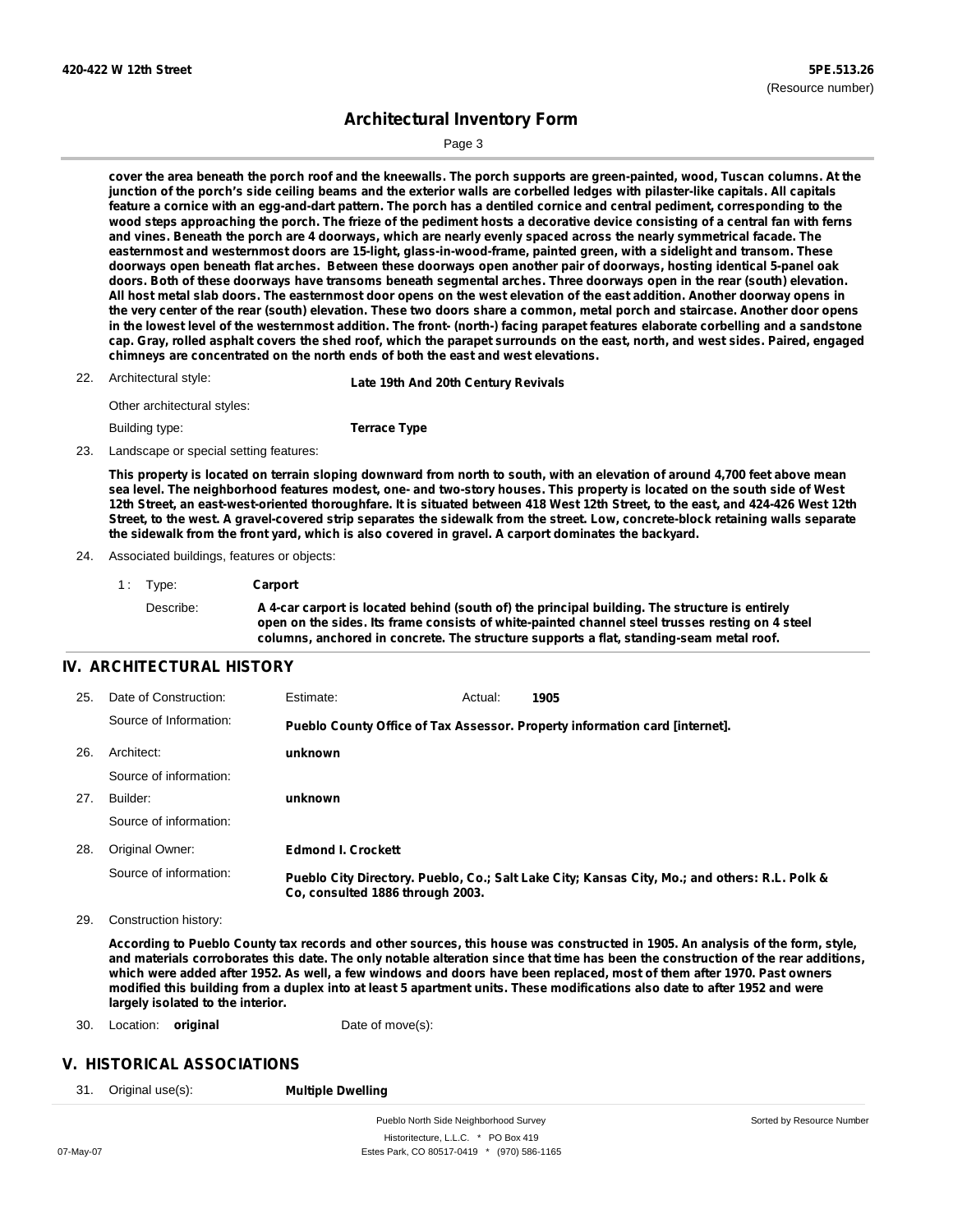cover the area beneath the porch roof and the kneewalls. The porch supports are green-painted, wood, Tuscan columns. At the junction of the porch's side ceiling beams and the exterior walls are corbelled ledges with pilaster-like capitals. All capitals feature a cornice with an egg-and-dart pattern. The porch has a dentiled cornice and central pediment, corresponding to the wood steps approaching the porch. The frieze of the pediment hosts a decorative device consisting of a central fan with ferns and vines. Beneath the porch are 4 doorways, which are nearly evenly spaced across the nearly symmetrical facade. The easternmost and westernmost doors are 15-light, glass-in-wood-frame, painted green, with a sidelight and transom. These doorways open beneath flat arches. Between these doorways open another pair of doorways, hosting identical 5-panel oak doors. Both of these doorways have transoms beneath segmental arches. Three doorways open in the rear (south) elevation. All host metal slab doors. The easternmost door opens on the west elevation of the east addition. Another doorway opens in the very center of the rear (south) elevation. These two doors share a common, metal porch and staircase. Another door opens in the lowest level of the westernmost addition. The front- (north-) facing parapet features elaborate corbelling and a sandstone cap. Gray, rolled asphalt covers the shed roof, which the parapet surrounds on the east, north, and west sides. Paired, engaged chimneys are concentrated on the north ends of both the east and west elevations.

22. Architectural style: **Late 19th And 20th Century Revivals**

Other architectural styles:

Building type: **Terrace Type**

23. Landscape or special setting features:

**This property is located on terrain sloping downward from north to south, with an elevation of around 4,700 feet above mean sea level. The neighborhood features modest, one- and two-story houses. This property is located on the south side of West 12th Street, an east-west-oriented thoroughfare. It is situated between 418 West 12th Street, to the east, and 424-426 West 12th Street, to the west. A gravel-covered strip separates the sidewalk from the street. Low, concrete-block retaining walls separate the sidewalk from the front yard, which is also covered in gravel. A carport dominates the backyard.**

24. Associated buildings, features or objects:

1 : Type: **Carport**

Describe: **A 4-car carport is located behind (south of) the principal building. The structure is entirely open on the sides. Its frame consists of white-painted channel steel trusses resting on 4 steel columns, anchored in concrete. The structure supports a flat, standing-seam metal roof.**

## IV. ARCHITECTURAL HISTORY

25. Date of Construction: Estimate: Actual: **1905**

Source of Information: **Pueblo County Office of Tax Assessor. Property information card [internet].**

26. Architect: **unknown**

Source of information:

27. Builder: **unknown**

Source of information:

28. Original Owner: **Edmond I. Crockett**

Source of information: **Pueblo City Directory. Pueblo, Co.; Salt Lake City; Kansas City, Mo.; and others: R.L. Polk & Co, consulted 1886 through 2003.**

29. Construction history:

**According to Pueblo County tax records and other sources, this house was constructed in 1905. An analysis of the form, style, and materials corroborates this date. The only notable alteration since that time has been the construction of the rear additions, which were added after 1952. As well, a few windows and doors have been replaced, most of them after 1970. Past owners modified this building from a duplex into at least 5 apartment units. These modifications also date to after 1952 and were largely isolated to the interior.**

30. Location: **original** Date of move(s):

## V. HISTORICAL ASSOCIATIONS

31. Original use(s): **Multiple Dwelling**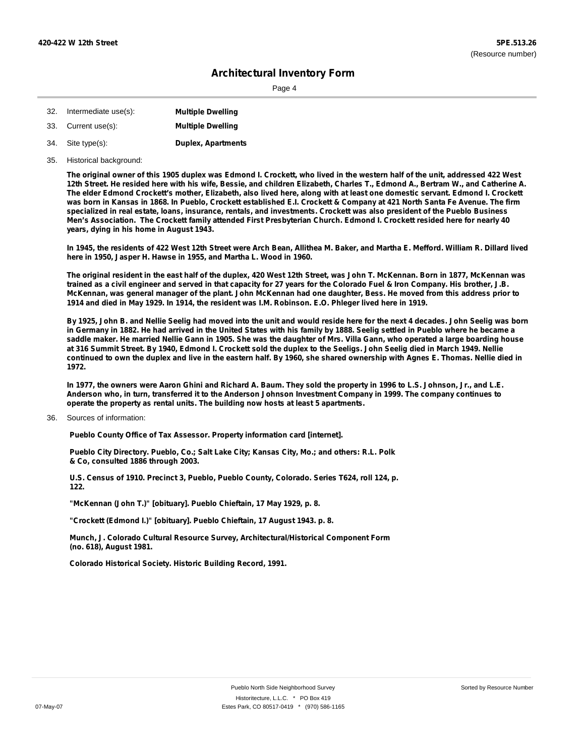32. Intermediate use(s): **Multiple Dwelling**

33. Current use(s): **Multiple Dwelling**

34. Site type(s): **Duplex, Apartments**

35. Historical background:

**The original owner of this 1905 duplex was Edmond I. Crockett, who lived in the western half of the unit, addressed 422 West 12th Street. He resided here with his wife, Bessie, and children Elizabeth, Charles T., Edmond A., Bertram W., and Catherine A. The elder Edmond Crockett's mother, Elizabeth, also lived here, along with at least one domestic servant. Edmond I. Crockett was born in Kansas in 1868. In Pueblo, Crockett established E.I. Crockett & Company at 421 North Santa Fe Avenue. The firm specialized in real estate, loans, insurance, rentals, and investments. Crockett was also president of the Pueblo Business Men's Association. The Crockett family attended First Presbyterian Church. Edmond I. Crockett resided here for nearly 40 years, dying in his home in August 1943.**

**In 1945, the residents of 422 West 12th Street were Arch Bean, Allithea M. Baker, and Martha E. Mefford. William R. Dillard lived here in 1950, Jasper H. Hawse in 1955, and Martha L. Wood in 1960.**

**The original resident in the east half of the duplex, 420 West 12th Street, was John T. McKennan. Born in 1877, McKennan was trained as a civil engineer and served in that capacity for 27 years for the Colorado Fuel & Iron Company. His brother, J.B. McKennan, was general manager of the plant. John McKennan had one daughter, Bess. He moved from this address prior to 1914 and died in May 1929. In 1914, the resident was I.M. Robinson. E.O. Phleger lived here in 1919.**

**By 1925, John B. and Nellie Seelig had moved into the unit and would reside here for the next 4 decades. John Seelig was born in Germany in 1882. He had arrived in the United States with his family by 1888. Seelig settled in Pueblo where he became a saddle maker. He married Nellie Gann in 1905. She was the daughter of Mrs. Villa Gann, who operated a large boarding house at 316 Summit Street. By 1940, Edmond I. Crockett sold the duplex to the Seeligs. John Seelig died in March 1949. Nellie continued to own the duplex and live in the eastern half. By 1960, she shared ownership with Agnes E. Thomas. Nellie died in 1972.**

**In 1977, the owners were Aaron Ghini and Richard A. Baum. They sold the property in 1996 to L.S. Johnson, Jr., and L.E. Anderson who, in turn, transferred it to the Anderson Johnson Investment Company in 1999. The company continues to operate the property as rental units. The building now hosts at least 5 apartments.**

36. Sources of information:

**Pueblo County Office of Tax Assessor. Property information card [internet].**

**Pueblo City Directory. Pueblo, Co.; Salt Lake City; Kansas City, Mo.; and others: R.L. Polk & Co, consulted 1886 through 2003.**

**U.S. Census of 1910. Precinct 3, Pueblo, Pueblo County, Colorado. Series T624, roll 124, p. 122.**

**"McKennan (John T.)" [obituary]. Pueblo Chieftain, 17 May 1929, p. 8.**

**"Crockett (Edmond I.)" [obituary]. Pueblo Chieftain, 17 August 1943. p. 8.**

**Munch, J. Colorado Cultural Resource Survey, Architectural/Historical Component Form (no. 618), August 1981.**

**Colorado Historical Society. Historic Building Record, 1991.**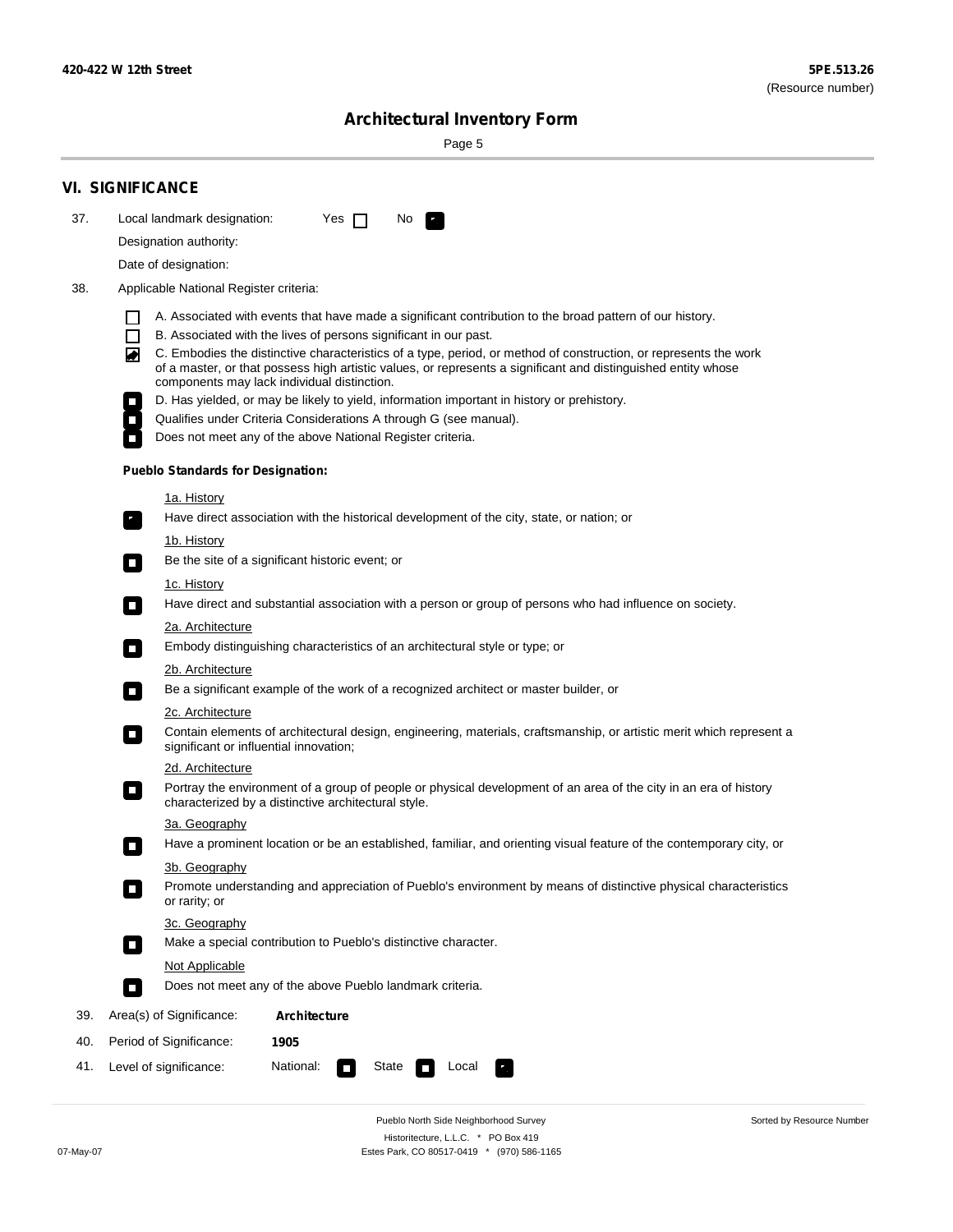## VI. SIGNIFICANCE

37. Local landmark designation: Yes ☐ No ☑

Designation authority:

Date of designation:

38. Applicable National Register criteria:

- ☐ A. Associated with events that have made a significant contribution to the broad pattern of our history.
- ☐ B. Associated with the lives of persons significant in our past.
- ☑ C. Embodies the distinctive characteristics of a type, period, or method of construction, or represents the work of a master, or that possess high artistic values, or represents a significant and distinguished entity whose components may lack individual distinction.
- ☐ D. Has yielded, or may be likely to yield, information important in history or prehistory.
- ☐ Qualifies under Criteria Considerations A through G (see manual).
- ☐ Does not meet any of the above National Register criteria.

**Pueblo Standards for Designation:**

1a. History

☑ Have direct association with the historical development of the city, state, or nation; or

1b. History

☐ Be the site of a significant historic event; or

1c. History

☐ Have direct and substantial association with a person or group of persons who had influence on society.

2a. Architecture

☐ Embody distinguishing characteristics of an architectural style or type; or

2b. Architecture

☐ Be a significant example of the work of a recognized architect or master builder, or

2c. Architecture

☐ Contain elements of architectural design, engineering, materials, craftsmanship, or artistic merit which represent a significant or influential innovation;

2d. Architecture

☐ Portray the environment of a group of people or physical development of an area of the city in an era of history characterized by a distinctive architectural style.

3a. Geography

☐ Have a prominent location or be an established, familiar, and orienting visual feature of the contemporary city, or

3b. Geography

☐ Promote understanding and appreciation of Pueblo's environment by means of distinctive physical characteristics or rarity; or

3c. Geography

☐ Make a special contribution to Pueblo's distinctive character.

Not Applicable

☐ Does not meet any of the above Pueblo landmark criteria.

39. Area(s) of Significance: **Architecture**

40. Period of Significance: **1905**

41. Level of significance: National: ☐ State ☐ Local ☑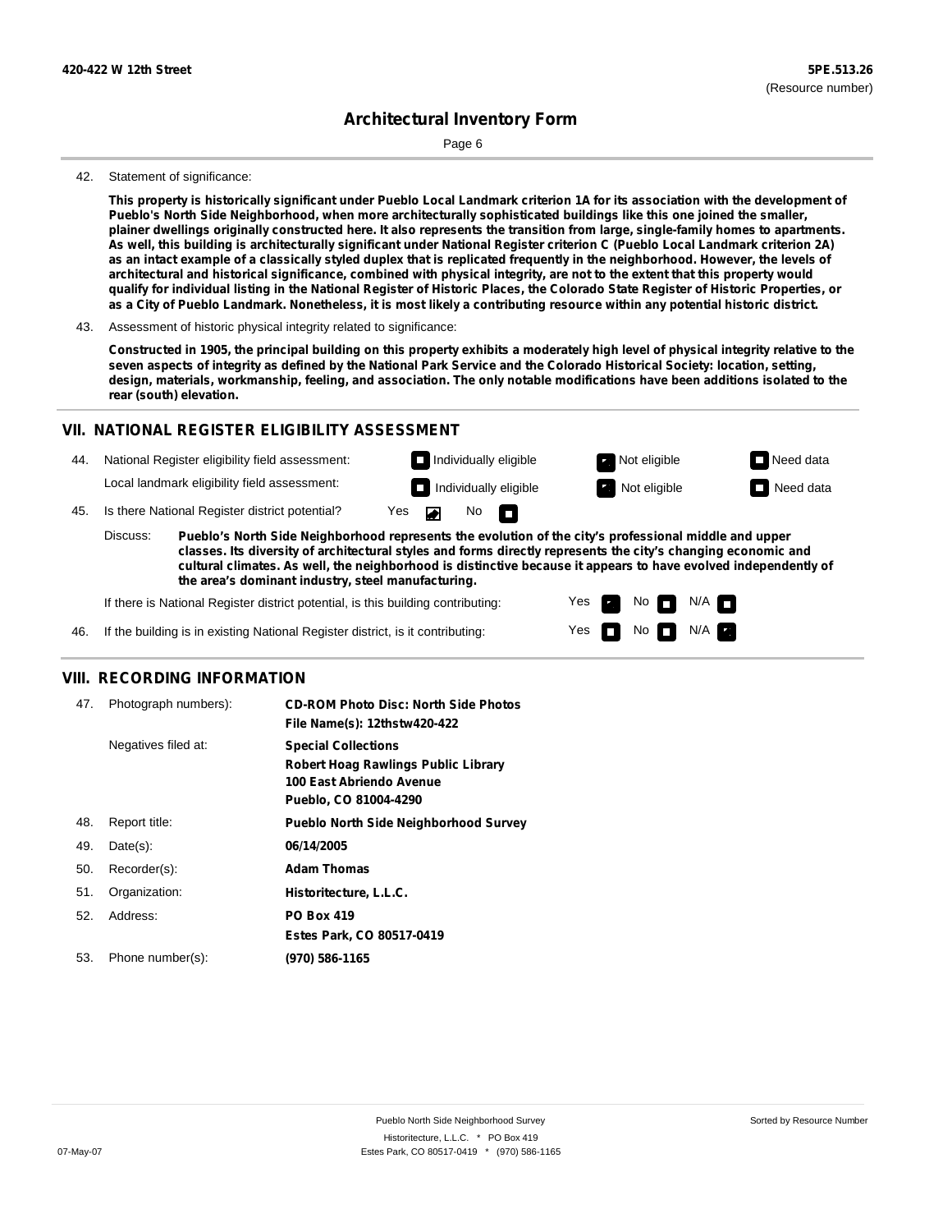420-422 W 12th Street

**5PE.513.26**
(Resource number)

## Architectural Inventory Form

42. Statement of significance:

**This property is historically significant under Pueblo Local Landmark criterion 1A for its association with the development of Pueblo's North Side Neighborhood, when more architecturally sophisticated buildings like this one joined the smaller, plainer dwellings originally constructed here. It also represents the transition from large, single-family homes to apartments. As well, this building is architecturally significant under National Register criterion C (Pueblo Local Landmark criterion 2A) as an intact example of a classically styled duplex that is replicated frequently in the neighborhood. However, the levels of architectural and historical significance, combined with physical integrity, are not to the extent that this property would qualify for individual listing in the National Register of Historic Places, the Colorado State Register of Historic Properties, or as a City of Pueblo Landmark. Nonetheless, it is most likely a contributing resource within any potential historic district.**

43. Assessment of historic physical integrity related to significance:

**Constructed in 1905, the principal building on this property exhibits a moderately high level of physical integrity relative to the seven aspects of integrity as defined by the National Park Service and the Colorado Historical Society: location, setting, design, materials, workmanship, feeling, and association. The only notable modifications have been additions isolated to the rear (south) elevation.**

## VII. NATIONAL REGISTER ELIGIBILITY ASSESSMENT

44. National Register eligibility field assessment: ☐ Individually eligible ☒ Not eligible ☐ Need data

Local landmark eligibility field assessment: ☐ Individually eligible ☒ Not eligible ☐ Need data

45. Is there National Register district potential? Yes ☒ No ☐

Discuss: **Pueblo's North Side Neighborhood represents the evolution of the city's professional middle and upper classes. Its diversity of architectural styles and forms directly represents the city's changing economic and cultural climates. As well, the neighborhood is distinctive because it appears to have evolved independently of the area's dominant industry, steel manufacturing.**

If there is National Register district potential, is this building contributing: Yes ☒ No ☐ N/A ☐

46. If the building is in existing National Register district, is it contributing: Yes ☐ No ☐ N/A ☒

## VIII. RECORDING INFORMATION

47. Photograph numbers): **CD-ROM Photo Disc: North Side Photos**
**File Name(s): 12thstw420-422**

Negatives filed at: **Special Collections**
**Robert Hoag Rawlings Public Library**
**100 East Abriendo Avenue**
**Pueblo, CO 81004-4290**

48. Report title: **Pueblo North Side Neighborhood Survey**

49. Date(s): **06/14/2005**

50. Recorder(s): **Adam Thomas**

51. Organization: **Historitecture, L.L.C.**

52. Address: **PO Box 419**
**Estes Park, CO 80517-0419**

53. Phone number(s): **(970) 586-1165**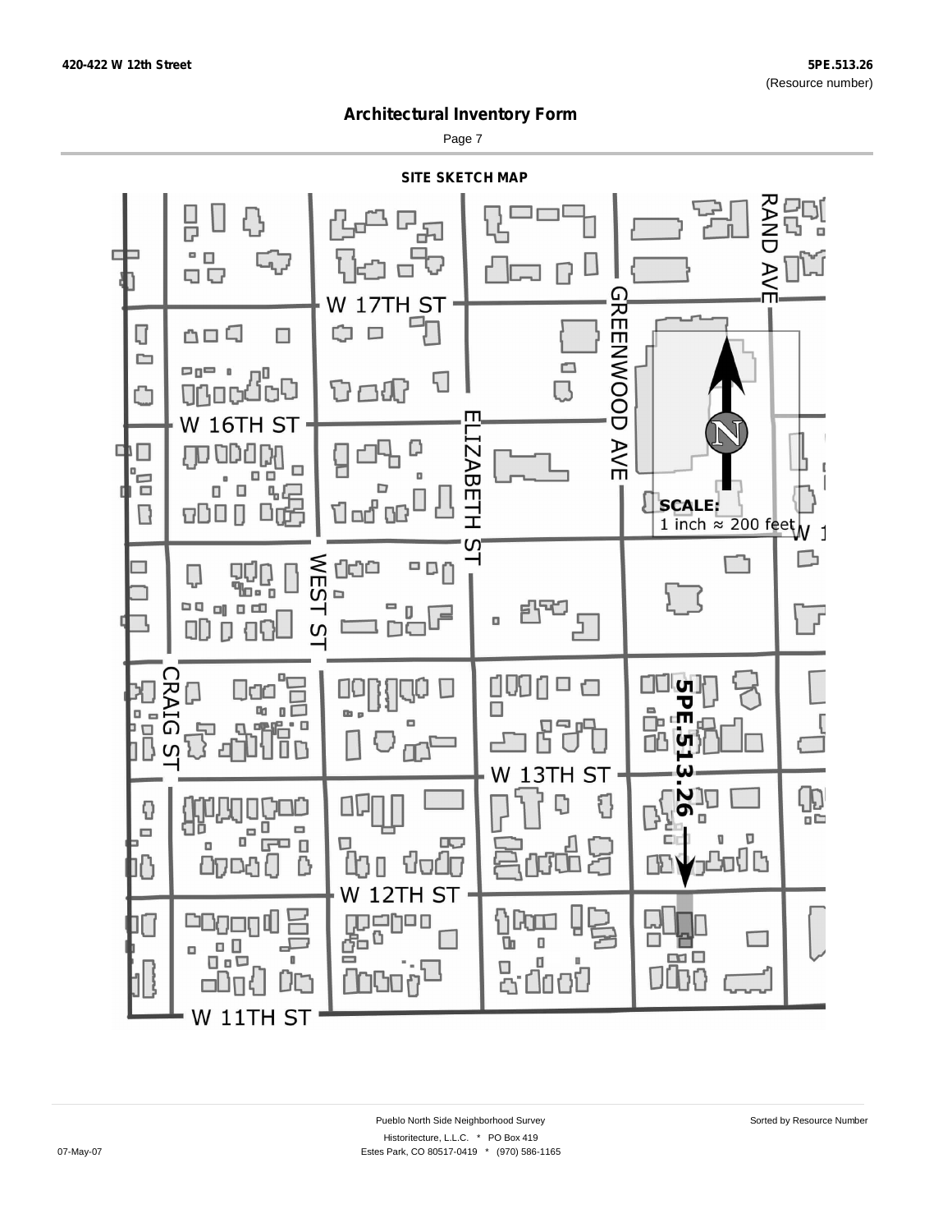# Architectural Inventory Form

## SITE SKETCH MAP

W 17TH ST

W 16TH ST

W 13TH ST

W 12TH ST

W 11TH ST

RAND AVE

GREENWOOD AVE

ELIZABETH ST

WEST ST

CRAIG ST

5PE.513.26

SCALE:
1 inch ≈ 200 feet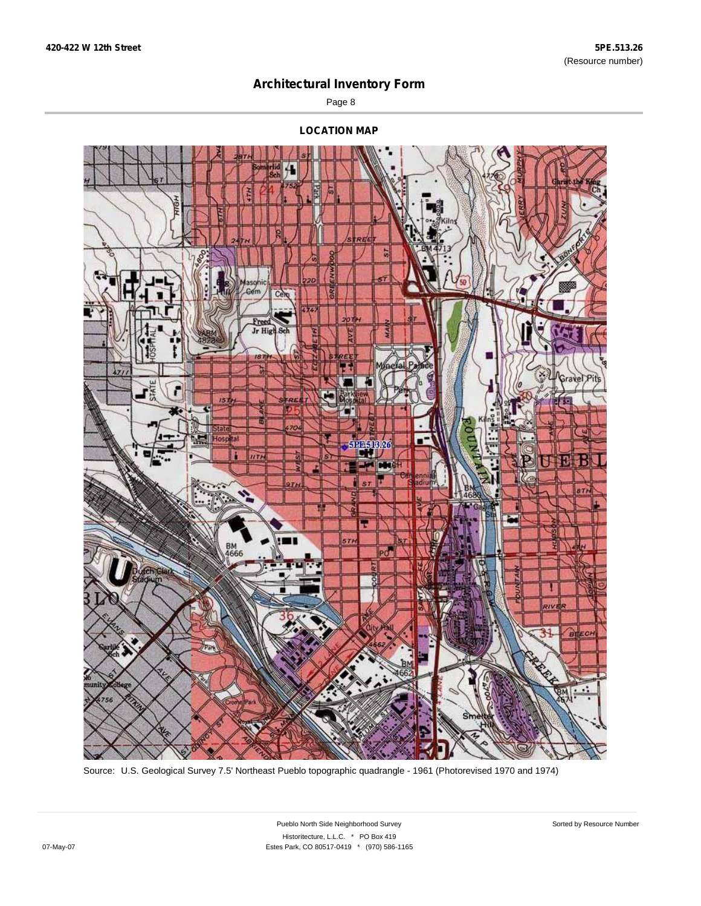# Architectural Inventory Form

## LOCATION MAP

Source: U.S. Geological Survey 7.5' Northeast Pueblo topographic quadrangle - 1961 (Photorevised 1970 and 1974)